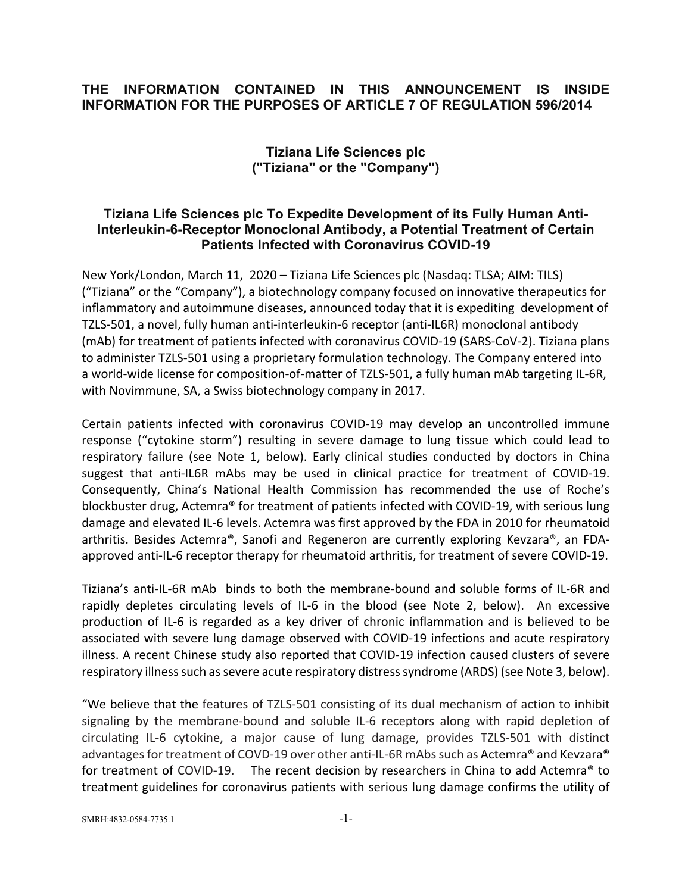**THE INFORMATION CONTAINED IN THIS ANNOUNCEMENT IS INSIDE INFORMATION FOR THE PURPOSES OF ARTICLE 7 OF REGULATION 596/2014**

## Tiziana Life Sciences plc
## ("Tiziana" or the "Company")

### Tiziana Life Sciences plc To Expedite Development of its Fully Human Anti-Interleukin-6-Receptor Monoclonal Antibody, a Potential Treatment of Certain Patients Infected with Coronavirus COVID-19

New York/London, March 11, 2020 – Tiziana Life Sciences plc (Nasdaq: TLSA; AIM: TILS) ("Tiziana" or the "Company"), a biotechnology company focused on innovative therapeutics for inflammatory and autoimmune diseases, announced today that it is expediting development of TZLS-501, a novel, fully human anti-interleukin-6 receptor (anti-IL6R) monoclonal antibody (mAb) for treatment of patients infected with coronavirus COVID-19 (SARS-CoV-2). Tiziana plans to administer TZLS-501 using a proprietary formulation technology. The Company entered into a world-wide license for composition-of-matter of TZLS-501, a fully human mAb targeting IL-6R, with Novimmune, SA, a Swiss biotechnology company in 2017.

Certain patients infected with coronavirus COVID-19 may develop an uncontrolled immune response ("cytokine storm") resulting in severe damage to lung tissue which could lead to respiratory failure (see Note 1, below). Early clinical studies conducted by doctors in China suggest that anti-IL6R mAbs may be used in clinical practice for treatment of COVID-19. Consequently, China's National Health Commission has recommended the use of Roche's blockbuster drug, Actemra® for treatment of patients infected with COVID-19, with serious lung damage and elevated IL-6 levels. Actemra was first approved by the FDA in 2010 for rheumatoid arthritis. Besides Actemra®, Sanofi and Regeneron are currently exploring Kevzara®, an FDA-approved anti-IL-6 receptor therapy for rheumatoid arthritis, for treatment of severe COVID-19.

Tiziana's anti-IL-6R mAb binds to both the membrane-bound and soluble forms of IL-6R and rapidly depletes circulating levels of IL-6 in the blood (see Note 2, below). An excessive production of IL-6 is regarded as a key driver of chronic inflammation and is believed to be associated with severe lung damage observed with COVID-19 infections and acute respiratory illness. A recent Chinese study also reported that COVID-19 infection caused clusters of severe respiratory illness such as severe acute respiratory distress syndrome (ARDS) (see Note 3, below).

"We believe that the features of TZLS-501 consisting of its dual mechanism of action to inhibit signaling by the membrane-bound and soluble IL-6 receptors along with rapid depletion of circulating IL-6 cytokine, a major cause of lung damage, provides TZLS-501 with distinct advantages for treatment of COVD-19 over other anti-IL-6R mAbs such as Actemra® and Kevzara® for treatment of COVID-19. The recent decision by researchers in China to add Actemra® to treatment guidelines for coronavirus patients with serious lung damage confirms the utility of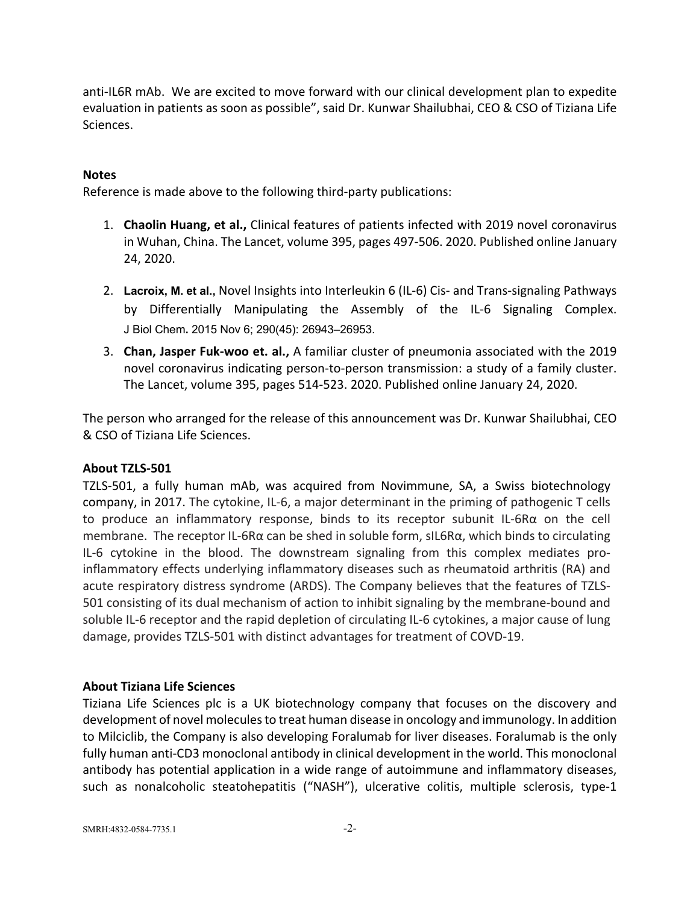anti-IL6R mAb. We are excited to move forward with our clinical development plan to expedite evaluation in patients as soon as possible", said Dr. Kunwar Shailubhai, CEO & CSO of Tiziana Life Sciences.

**Notes**

Reference is made above to the following third-party publications:

1. **Chaolin Huang, et al.,** Clinical features of patients infected with 2019 novel coronavirus in Wuhan, China. The Lancet, volume 395, pages 497-506. 2020. Published online January 24, 2020.
2. **Lacroix, M. et al.,** Novel Insights into Interleukin 6 (IL-6) Cis- and Trans-signaling Pathways by Differentially Manipulating the Assembly of the IL-6 Signaling Complex. J Biol Chem**.** 2015 Nov 6; 290(45): 26943–26953.
3. **Chan, Jasper Fuk-woo et. al.,** A familiar cluster of pneumonia associated with the 2019 novel coronavirus indicating person-to-person transmission: a study of a family cluster. The Lancet, volume 395, pages 514-523. 2020. Published online January 24, 2020.

The person who arranged for the release of this announcement was Dr. Kunwar Shailubhai, CEO & CSO of Tiziana Life Sciences.

**About TZLS-501**

TZLS-501, a fully human mAb, was acquired from Novimmune, SA, a Swiss biotechnology company, in 2017. The cytokine, IL-6, a major determinant in the priming of pathogenic T cells to produce an inflammatory response, binds to its receptor subunit IL-6Rα on the cell membrane. The receptor IL-6Rα can be shed in soluble form, sIL6Rα, which binds to circulating IL-6 cytokine in the blood. The downstream signaling from this complex mediates pro-inflammatory effects underlying inflammatory diseases such as rheumatoid arthritis (RA) and acute respiratory distress syndrome (ARDS). The Company believes that the features of TZLS-501 consisting of its dual mechanism of action to inhibit signaling by the membrane-bound and soluble IL-6 receptor and the rapid depletion of circulating IL-6 cytokines, a major cause of lung damage, provides TZLS-501 with distinct advantages for treatment of COVD-19.

**About Tiziana Life Sciences**

Tiziana Life Sciences plc is a UK biotechnology company that focuses on the discovery and development of novel molecules to treat human disease in oncology and immunology. In addition to Milciclib, the Company is also developing Foralumab for liver diseases. Foralumab is the only fully human anti-CD3 monoclonal antibody in clinical development in the world. This monoclonal antibody has potential application in a wide range of autoimmune and inflammatory diseases, such as nonalcoholic steatohepatitis ("NASH"), ulcerative colitis, multiple sclerosis, type-1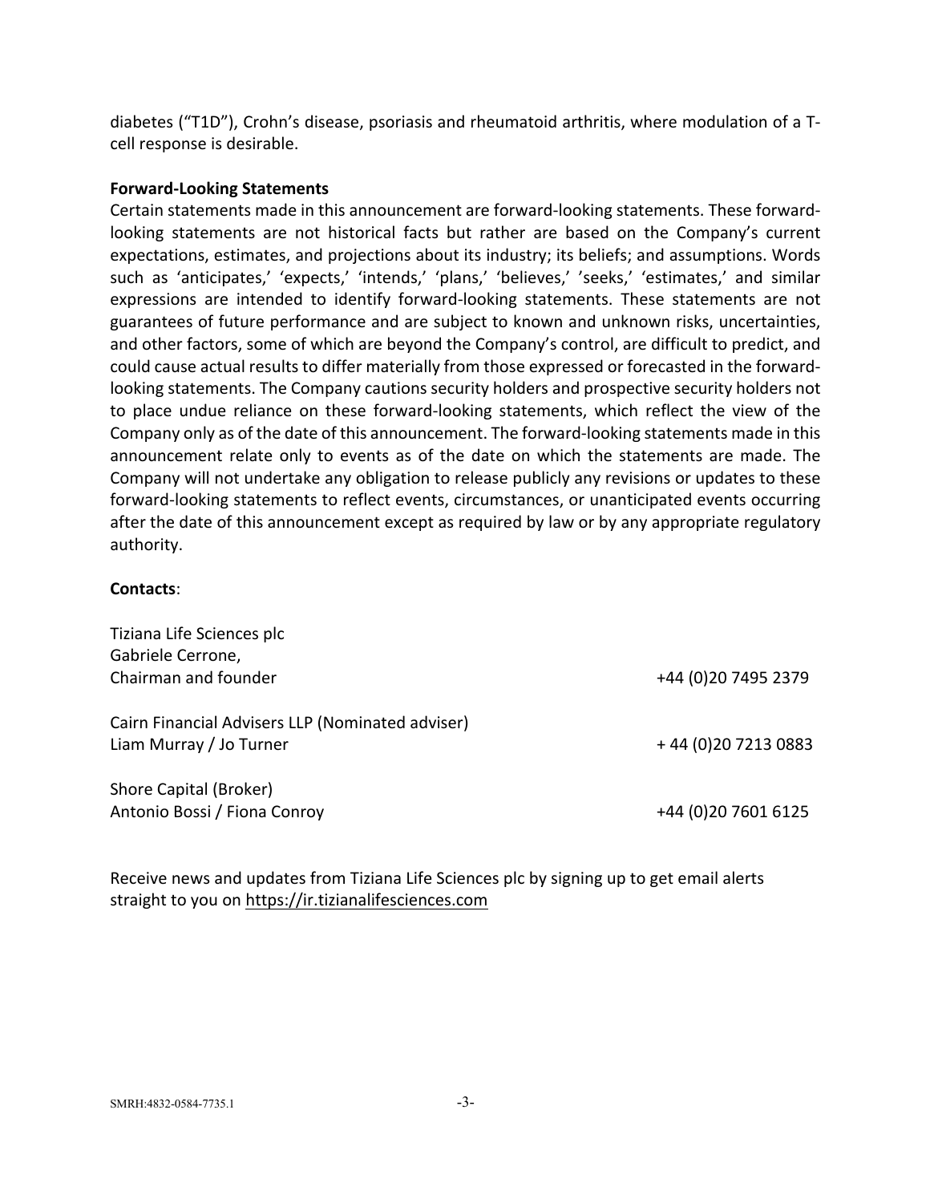diabetes ("T1D"), Crohn's disease, psoriasis and rheumatoid arthritis, where modulation of a T-cell response is desirable.

**Forward-Looking Statements**

Certain statements made in this announcement are forward-looking statements. These forward-looking statements are not historical facts but rather are based on the Company's current expectations, estimates, and projections about its industry; its beliefs; and assumptions. Words such as 'anticipates,' 'expects,' 'intends,' 'plans,' 'believes,' 'seeks,' 'estimates,' and similar expressions are intended to identify forward-looking statements. These statements are not guarantees of future performance and are subject to known and unknown risks, uncertainties, and other factors, some of which are beyond the Company's control, are difficult to predict, and could cause actual results to differ materially from those expressed or forecasted in the forward-looking statements. The Company cautions security holders and prospective security holders not to place undue reliance on these forward-looking statements, which reflect the view of the Company only as of the date of this announcement. The forward-looking statements made in this announcement relate only to events as of the date on which the statements are made. The Company will not undertake any obligation to release publicly any revisions or updates to these forward-looking statements to reflect events, circumstances, or unanticipated events occurring after the date of this announcement except as required by law or by any appropriate regulatory authority.

**Contacts**:

| | |
|---|---|
| Tiziana Life Sciences plc<br>Gabriele Cerrone,<br>Chairman and founder | +44 (0)20 7495 2379 |
| Cairn Financial Advisers LLP (Nominated adviser)<br>Liam Murray / Jo Turner | + 44 (0)20 7213 0883 |
| Shore Capital (Broker)<br>Antonio Bossi / Fiona Conroy | +44 (0)20 7601 6125 |

Receive news and updates from Tiziana Life Sciences plc by signing up to get email alerts straight to you on https://ir.tizianalifesciences.com